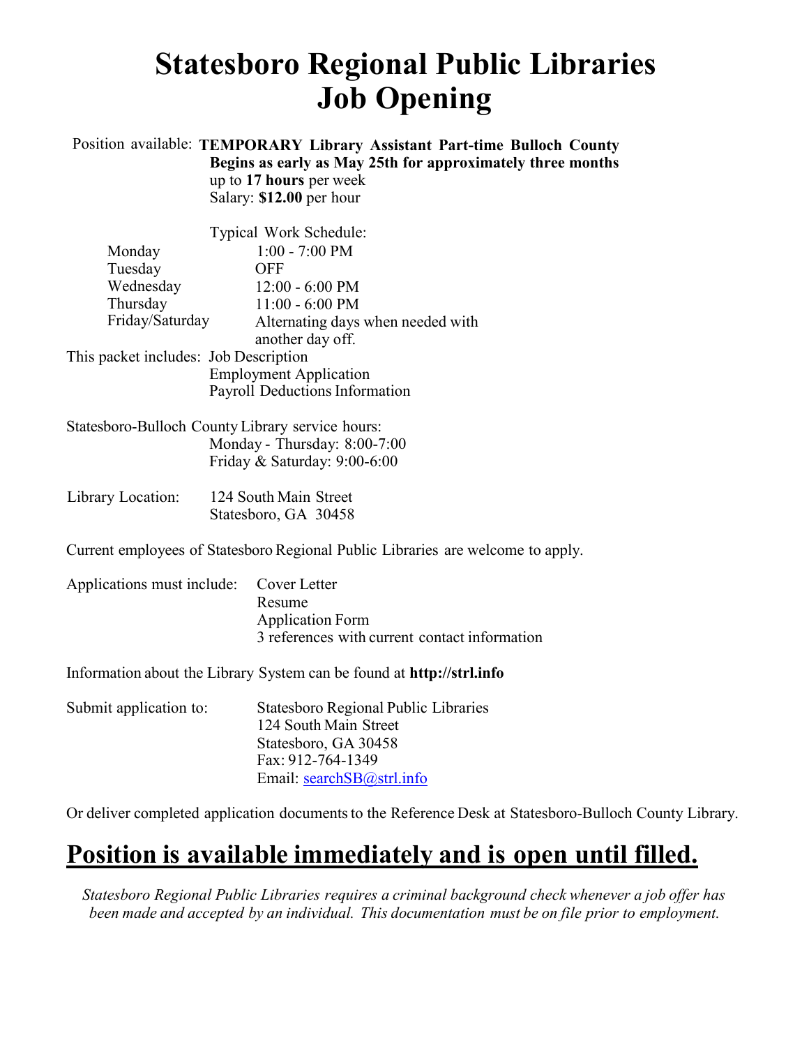# Statesboro Regional Public Libraries
# Job Opening

Position available: **TEMPORARY Library Assistant Part-time Bulloch County**
**Begins as early as May 25th for approximately three months**
up to **17 hours** per week
Salary: **$12.00** per hour

Typical Work Schedule:

| | |
|---|---|
| Monday | 1:00 - 7:00 PM |
| Tuesday | OFF |
| Wednesday | 12:00 - 6:00 PM |
| Thursday | 11:00 - 6:00 PM |
| Friday/Saturday | Alternating days when needed with another day off. |

This packet includes:
- Job Description
- Employment Application
- Payroll Deductions Information

Statesboro-Bulloch County Library service hours:
Monday - Thursday: 8:00-7:00
Friday & Saturday: 9:00-6:00

Library Location:
124 South Main Street
Statesboro, GA 30458

Current employees of Statesboro Regional Public Libraries are welcome to apply.

Applications must include:
- Cover Letter
- Resume
- Application Form
- 3 references with current contact information

Information about the Library System can be found at **http://strl.info**

Submit application to:
Statesboro Regional Public Libraries
124 South Main Street
Statesboro, GA 30458
Fax: 912-764-1349
Email: searchSB@strl.info

Or deliver completed application documents to the Reference Desk at Statesboro-Bulloch County Library.

## Position is available immediately and is open until filled.

*Statesboro Regional Public Libraries requires a criminal background check whenever a job offer has been made and accepted by an individual. This documentation must be on file prior to employment.*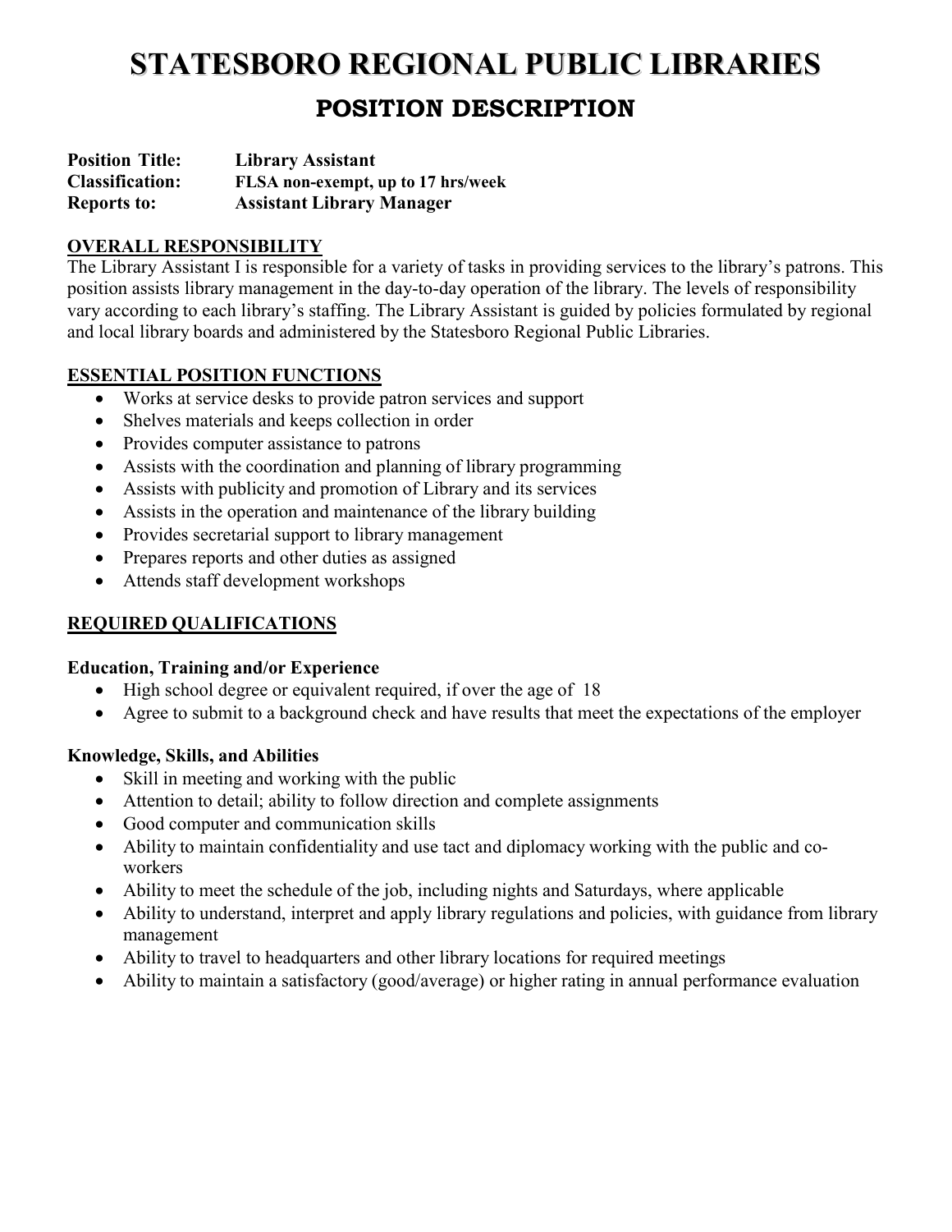# STATESBORO REGIONAL PUBLIC LIBRARIES

## POSITION DESCRIPTION

**Position Title:** **Library Assistant**
**Classification:** **FLSA non-exempt, up to 17 hrs/week**
**Reports to:** **Assistant Library Manager**

### OVERALL RESPONSIBILITY

The Library Assistant I is responsible for a variety of tasks in providing services to the library's patrons. This position assists library management in the day-to-day operation of the library. The levels of responsibility vary according to each library's staffing. The Library Assistant is guided by policies formulated by regional and local library boards and administered by the Statesboro Regional Public Libraries.

### ESSENTIAL POSITION FUNCTIONS

- Works at service desks to provide patron services and support
- Shelves materials and keeps collection in order
- Provides computer assistance to patrons
- Assists with the coordination and planning of library programming
- Assists with publicity and promotion of Library and its services
- Assists in the operation and maintenance of the library building
- Provides secretarial support to library management
- Prepares reports and other duties as assigned
- Attends staff development workshops

### REQUIRED QUALIFICATIONS

**Education, Training and/or Experience**

- High school degree or equivalent required, if over the age of 18
- Agree to submit to a background check and have results that meet the expectations of the employer

**Knowledge, Skills, and Abilities**

- Skill in meeting and working with the public
- Attention to detail; ability to follow direction and complete assignments
- Good computer and communication skills
- Ability to maintain confidentiality and use tact and diplomacy working with the public and co-workers
- Ability to meet the schedule of the job, including nights and Saturdays, where applicable
- Ability to understand, interpret and apply library regulations and policies, with guidance from library management
- Ability to travel to headquarters and other library locations for required meetings
- Ability to maintain a satisfactory (good/average) or higher rating in annual performance evaluation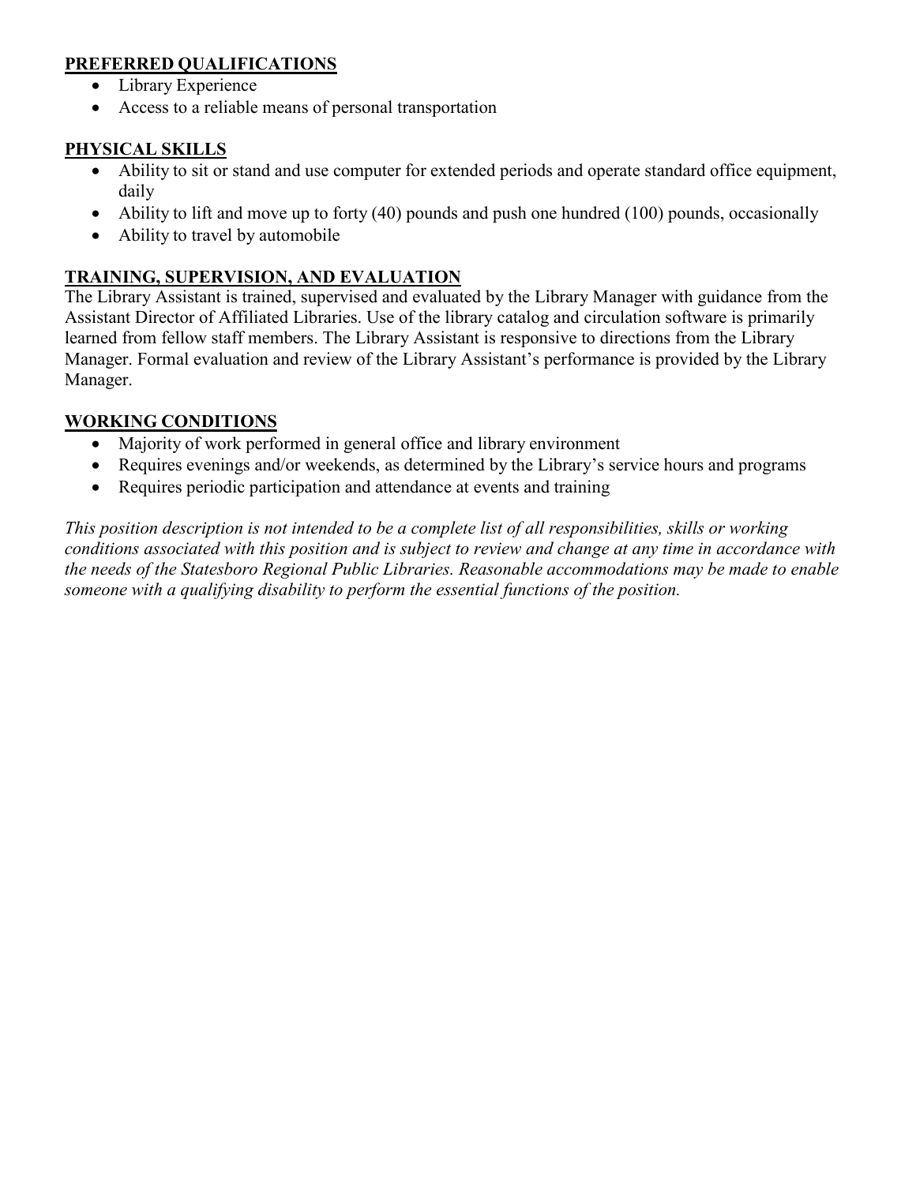## PREFERRED QUALIFICATIONS

- Library Experience
- Access to a reliable means of personal transportation

## PHYSICAL SKILLS

- Ability to sit or stand and use computer for extended periods and operate standard office equipment, daily
- Ability to lift and move up to forty (40) pounds and push one hundred (100) pounds, occasionally
- Ability to travel by automobile

## TRAINING, SUPERVISION, AND EVALUATION

The Library Assistant is trained, supervised and evaluated by the Library Manager with guidance from the Assistant Director of Affiliated Libraries. Use of the library catalog and circulation software is primarily learned from fellow staff members. The Library Assistant is responsive to directions from the Library Manager. Formal evaluation and review of the Library Assistant's performance is provided by the Library Manager.

## WORKING CONDITIONS

- Majority of work performed in general office and library environment
- Requires evenings and/or weekends, as determined by the Library's service hours and programs
- Requires periodic participation and attendance at events and training

*This position description is not intended to be a complete list of all responsibilities, skills or working conditions associated with this position and is subject to review and change at any time in accordance with the needs of the Statesboro Regional Public Libraries. Reasonable accommodations may be made to enable someone with a qualifying disability to perform the essential functions of the position.*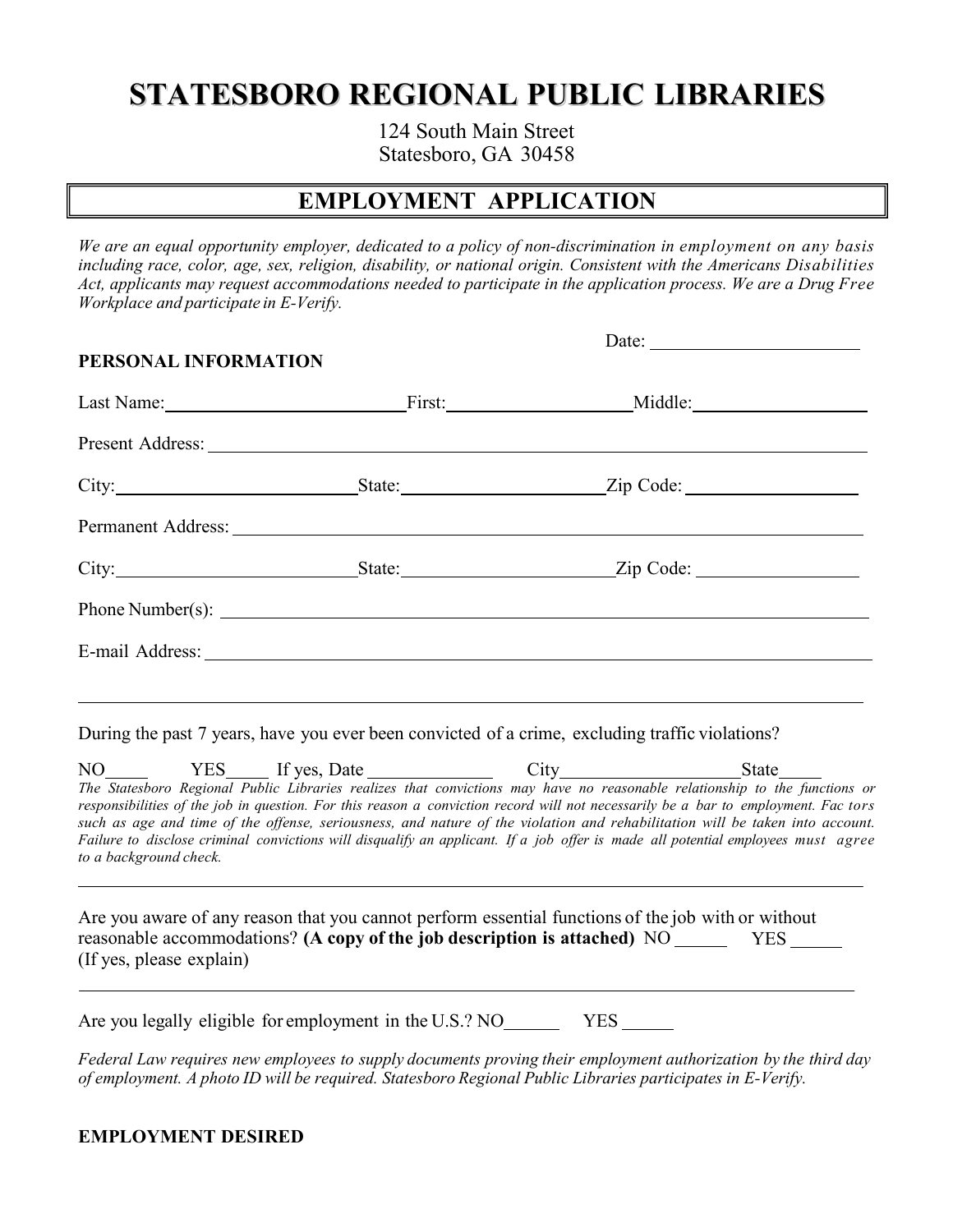# STATESBORO REGIONAL PUBLIC LIBRARIES

124 South Main Street
Statesboro, GA 30458

## EMPLOYMENT APPLICATION

*We are an equal opportunity employer, dedicated to a policy of non-discrimination in employment on any basis including race, color, age, sex, religion, disability, or national origin. Consistent with the Americans Disabilities Act, applicants may request accommodations needed to participate in the application process. We are a Drug Free Workplace and participate in E-Verify.*

Date: ______________________

**PERSONAL INFORMATION**

Last Name: ________________________ First: ____________________ Middle: __________________

Present Address: ______________________________________________________________________

City: ________________________ State: ____________________ Zip Code: __________________

Permanent Address: ____________________________________________________________________

City: ________________________ State: ____________________ Zip Code: __________________

Phone Number(s): ______________________________________________________________________

E-mail Address: _______________________________________________________________________

---

During the past 7 years, have you ever been convicted of a crime, excluding traffic violations?

NO____ YES____ If yes, Date _____________ City __________________ State____

*The Statesboro Regional Public Libraries realizes that convictions may have no reasonable relationship to the functions or responsibilities of the job in question. For this reason a conviction record will not necessarily be a bar to employment. Factors such as age and time of the offense, seriousness, and nature of the violation and rehabilitation will be taken into account. Failure to disclose criminal convictions will disqualify an applicant. If a job offer is made all potential employees must agree to a background check.*

---

Are you aware of any reason that you cannot perform essential functions of the job with or without reasonable accommodations? **(A copy of the job description is attached)** NO _____ YES _____
(If yes, please explain)

---

Are you legally eligible for employment in the U.S.? NO______ YES _____

*Federal Law requires new employees to supply documents proving their employment authorization by the third day of employment. A photo ID will be required. Statesboro Regional Public Libraries participates in E-Verify.*

**EMPLOYMENT DESIRED**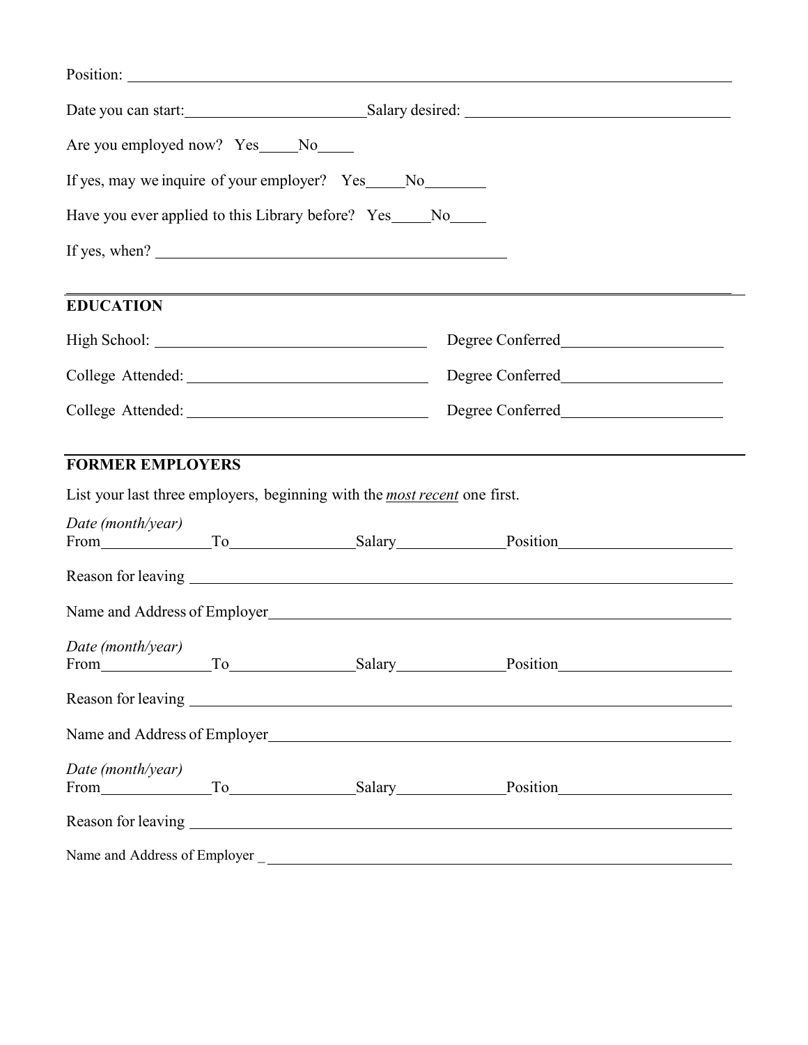Position: ______________________________________________________________

Date you can start: ____________________ Salary desired: ____________________

Are you employed now? Yes_____ No_____

If yes, may we inquire of your employer? Yes_____ No________

Have you ever applied to this Library before? Yes_____ No_____

If yes, when? ______________________________________

---

## EDUCATION

High School: ______________________________ Degree Conferred____________________

College Attended: __________________________ Degree Conferred____________________

College Attended: __________________________ Degree Conferred____________________

---

## FORMER EMPLOYERS

List your last three employers, beginning with the ***most recent*** one first.

*Date (month/year)*
From______________ To________________ Salary______________ Position______________________

Reason for leaving ______________________________________________________________

Name and Address of Employer____________________________________________________

*Date (month/year)*
From______________ To________________ Salary______________ Position______________________

Reason for leaving ______________________________________________________________

Name and Address of Employer____________________________________________________

*Date (month/year)*
From______________ To________________ Salary______________ Position______________________

Reason for leaving ______________________________________________________________

Name and Address of Employer _ __________________________________________________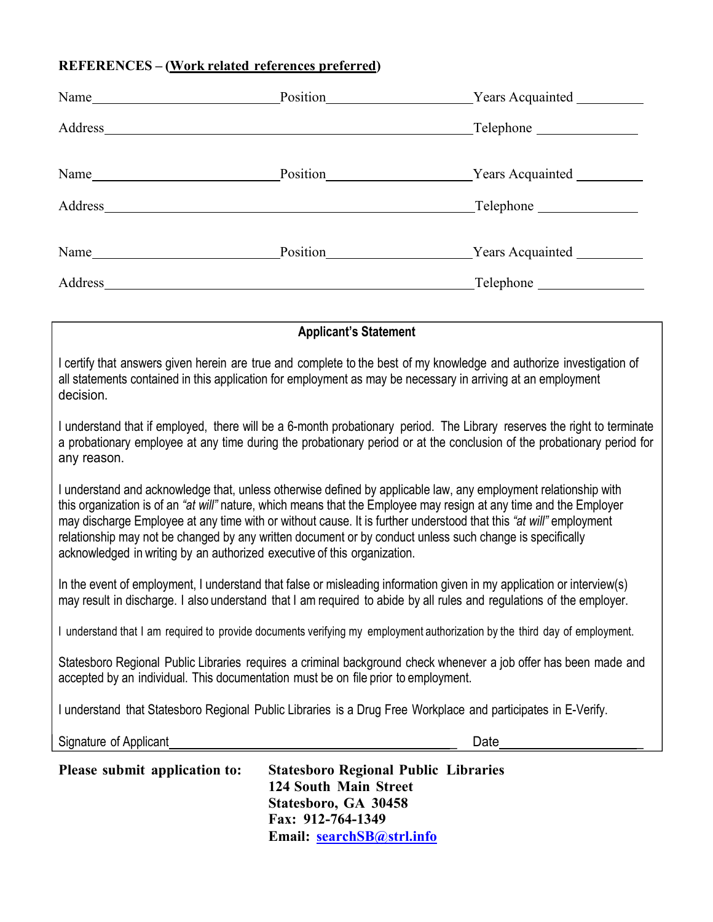**REFERENCES – (<u>Work related references preferred</u>)**

Name\_\_\_\_\_\_\_\_\_\_\_\_\_\_\_\_\_\_\_\_\_\_\_\_\_\_ Position\_\_\_\_\_\_\_\_\_\_\_\_\_\_\_\_\_\_\_\_ Years Acquainted \_\_\_\_\_\_\_\_\_

Address\_\_\_\_\_\_\_\_\_\_\_\_\_\_\_\_\_\_\_\_\_\_\_\_\_\_\_\_\_\_\_\_\_\_\_\_\_\_\_\_\_\_\_\_\_\_\_\_\_\_ Telephone \_\_\_\_\_\_\_\_\_\_\_\_\_\_

Name\_\_\_\_\_\_\_\_\_\_\_\_\_\_\_\_\_\_\_\_\_\_\_\_\_\_ Position\_\_\_\_\_\_\_\_\_\_\_\_\_\_\_\_\_\_\_\_ Years Acquainted \_\_\_\_\_\_\_\_\_

Address\_\_\_\_\_\_\_\_\_\_\_\_\_\_\_\_\_\_\_\_\_\_\_\_\_\_\_\_\_\_\_\_\_\_\_\_\_\_\_\_\_\_\_\_\_\_\_\_\_\_ Telephone \_\_\_\_\_\_\_\_\_\_\_\_\_\_

Name\_\_\_\_\_\_\_\_\_\_\_\_\_\_\_\_\_\_\_\_\_\_\_\_\_\_ Position\_\_\_\_\_\_\_\_\_\_\_\_\_\_\_\_\_\_\_\_ Years Acquainted \_\_\_\_\_\_\_\_\_

Address\_\_\_\_\_\_\_\_\_\_\_\_\_\_\_\_\_\_\_\_\_\_\_\_\_\_\_\_\_\_\_\_\_\_\_\_\_\_\_\_\_\_\_\_\_\_\_\_\_\_ Telephone \_\_\_\_\_\_\_\_\_\_\_\_\_\_

**Applicant's Statement**

I certify that answers given herein are true and complete to the best of my knowledge and authorize investigation of all statements contained in this application for employment as may be necessary in arriving at an employment decision.

I understand that if employed, there will be a 6-month probationary period. The Library reserves the right to terminate a probationary employee at any time during the probationary period or at the conclusion of the probationary period for any reason.

I understand and acknowledge that, unless otherwise defined by applicable law, any employment relationship with this organization is of an *"at will"* nature, which means that the Employee may resign at any time and the Employer may discharge Employee at any time with or without cause. It is further understood that this *"at will"* employment relationship may not be changed by any written document or by conduct unless such change is specifically acknowledged in writing by an authorized executive of this organization.

In the event of employment, I understand that false or misleading information given in my application or interview(s) may result in discharge. I also understand that I am required to abide by all rules and regulations of the employer.

I understand that I am required to provide documents verifying my employment authorization by the third day of employment.

Statesboro Regional Public Libraries requires a criminal background check whenever a job offer has been made and accepted by an individual. This documentation must be on file prior to employment.

I understand that Statesboro Regional Public Libraries is a Drug Free Workplace and participates in E-Verify.

Signature of Applicant\_\_\_\_\_\_\_\_\_\_\_\_\_\_\_\_\_\_\_\_\_\_\_\_\_\_\_\_\_\_\_\_\_\_\_\_\_\_\_\_\_ Date\_\_\_\_\_\_\_\_\_\_\_\_\_\_\_\_\_\_\_\_

**Please submit application to:**

**Statesboro Regional Public Libraries**
**124 South Main Street**
**Statesboro, GA 30458**
**Fax: 912-764-1349**
**Email: searchSB@strl.info**